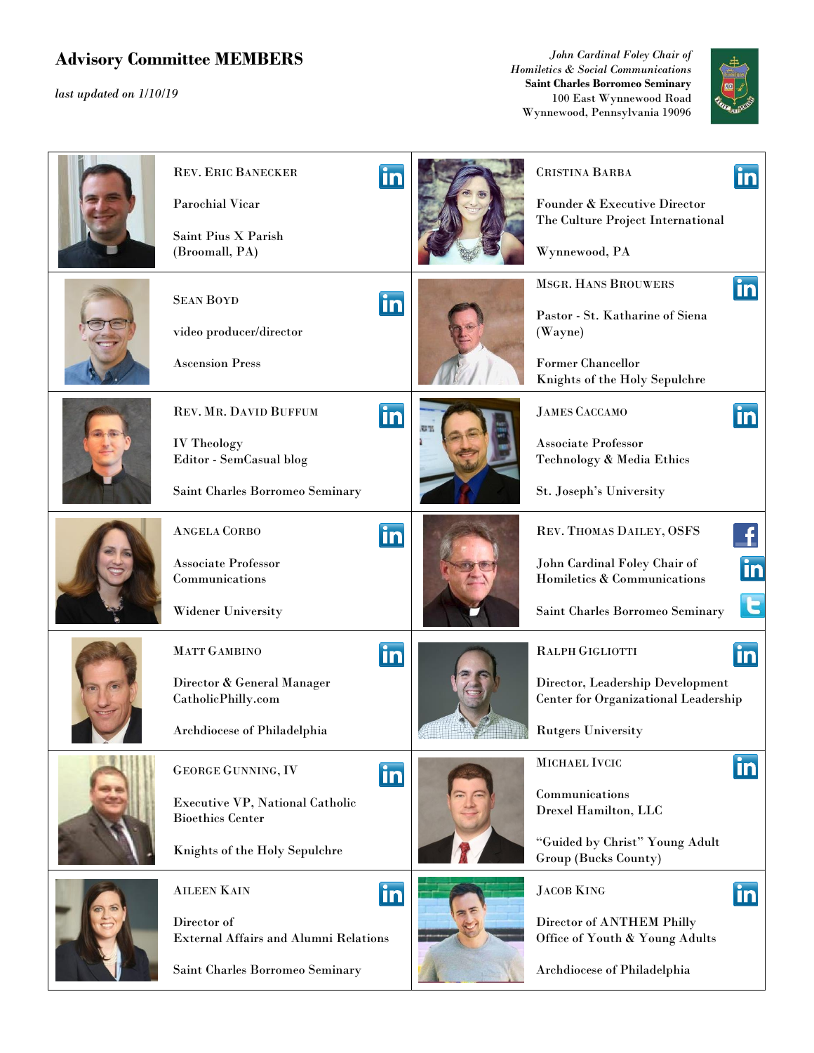# Advisory Committee MEMBERS

*last updated on 1/10/19*

*John Cardinal Foley Chair of Homiletics & Social Communications*
**Saint Charles Borromeo Seminary**
100 East Wynnewood Road
Wynnewood, Pennsylvania 19096

| | |
|---|---|
| **REV. ERIC BANECKER**<br><br>Parochial Vicar<br><br>Saint Pius X Parish (Broomall, PA) | **CRISTINA BARBA**<br><br>Founder & Executive Director<br>The Culture Project International<br><br>Wynnewood, PA |
| **SEAN BOYD**<br><br>video producer/director<br><br>Ascension Press | **MSGR. HANS BROUWERS**<br><br>Pastor - St. Katharine of Siena (Wayne)<br><br>Former Chancellor<br>Knights of the Holy Sepulchre |
| **REV. MR. DAVID BUFFUM**<br><br>IV Theology<br>Editor - SemCasual blog<br><br>Saint Charles Borromeo Seminary | **JAMES CACCAMO**<br><br>Associate Professor<br>Technology & Media Ethics<br><br>St. Joseph's University |
| **ANGELA CORBO**<br><br>Associate Professor<br>Communications<br><br>Widener University | **REV. THOMAS DAILEY, OSFS**<br><br>John Cardinal Foley Chair of Homiletics & Communications<br><br>Saint Charles Borromeo Seminary |
| **MATT GAMBINO**<br><br>Director & General Manager<br>CatholicPhilly.com<br><br>Archdiocese of Philadelphia | **RALPH GIGLIOTTI**<br><br>Director, Leadership Development<br>Center for Organizational Leadership<br><br>Rutgers University |
| **GEORGE GUNNING, IV**<br><br>Executive VP, National Catholic Bioethics Center<br><br>Knights of the Holy Sepulchre | **MICHAEL IVCIC**<br><br>Communications<br>Drexel Hamilton, LLC<br><br>"Guided by Christ" Young Adult Group (Bucks County) |
| **AILEEN KAIN**<br><br>Director of<br>External Affairs and Alumni Relations<br><br>Saint Charles Borromeo Seminary | **JACOB KING**<br><br>Director of ANTHEM Philly<br>Office of Youth & Young Adults<br><br>Archdiocese of Philadelphia |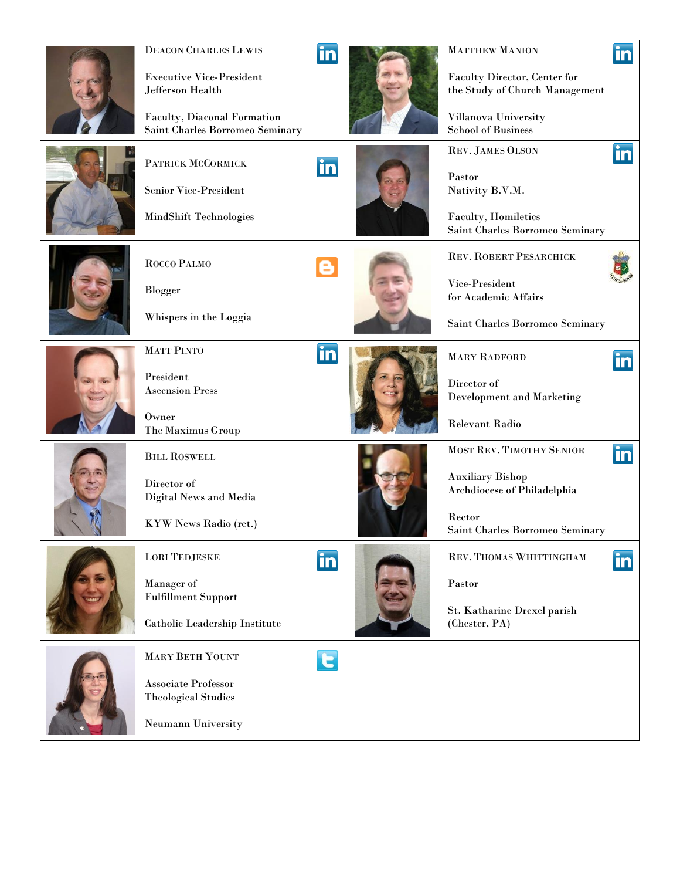| | |
|---|---|
| **Deacon Charles Lewis**<br><br>Executive Vice-President<br>Jefferson Health<br><br>Faculty, Diaconal Formation<br>Saint Charles Borromeo Seminary | **Matthew Manion**<br><br>Faculty Director, Center for the Study of Church Management<br><br>Villanova University<br>School of Business |
| **Patrick McCormick**<br><br>Senior Vice-President<br><br>MindShift Technologies | **Rev. James Olson**<br><br>Pastor<br>Nativity B.V.M.<br><br>Faculty, Homiletics<br>Saint Charles Borromeo Seminary |
| **Rocco Palmo**<br><br>Blogger<br><br>Whispers in the Loggia | **Rev. Robert Pesarchick**<br><br>Vice-President<br>for Academic Affairs<br><br>Saint Charles Borromeo Seminary |
| **Matt Pinto**<br><br>President<br>Ascension Press<br><br>Owner<br>The Maximus Group | **Mary Radford**<br><br>Director of<br>Development and Marketing<br><br>Relevant Radio |
| **Bill Roswell**<br><br>Director of<br>Digital News and Media<br><br>KYW News Radio (ret.) | **Most Rev. Timothy Senior**<br><br>Auxiliary Bishop<br>Archdiocese of Philadelphia<br><br>Rector<br>Saint Charles Borromeo Seminary |
| **Lori Tedjeske**<br><br>Manager of<br>Fulfillment Support<br><br>Catholic Leadership Institute | **Rev. Thomas Whittingham**<br><br>Pastor<br><br>St. Katharine Drexel parish<br>(Chester, PA) |
| **Mary Beth Yount**<br><br>Associate Professor<br>Theological Studies<br><br>Neumann University | |